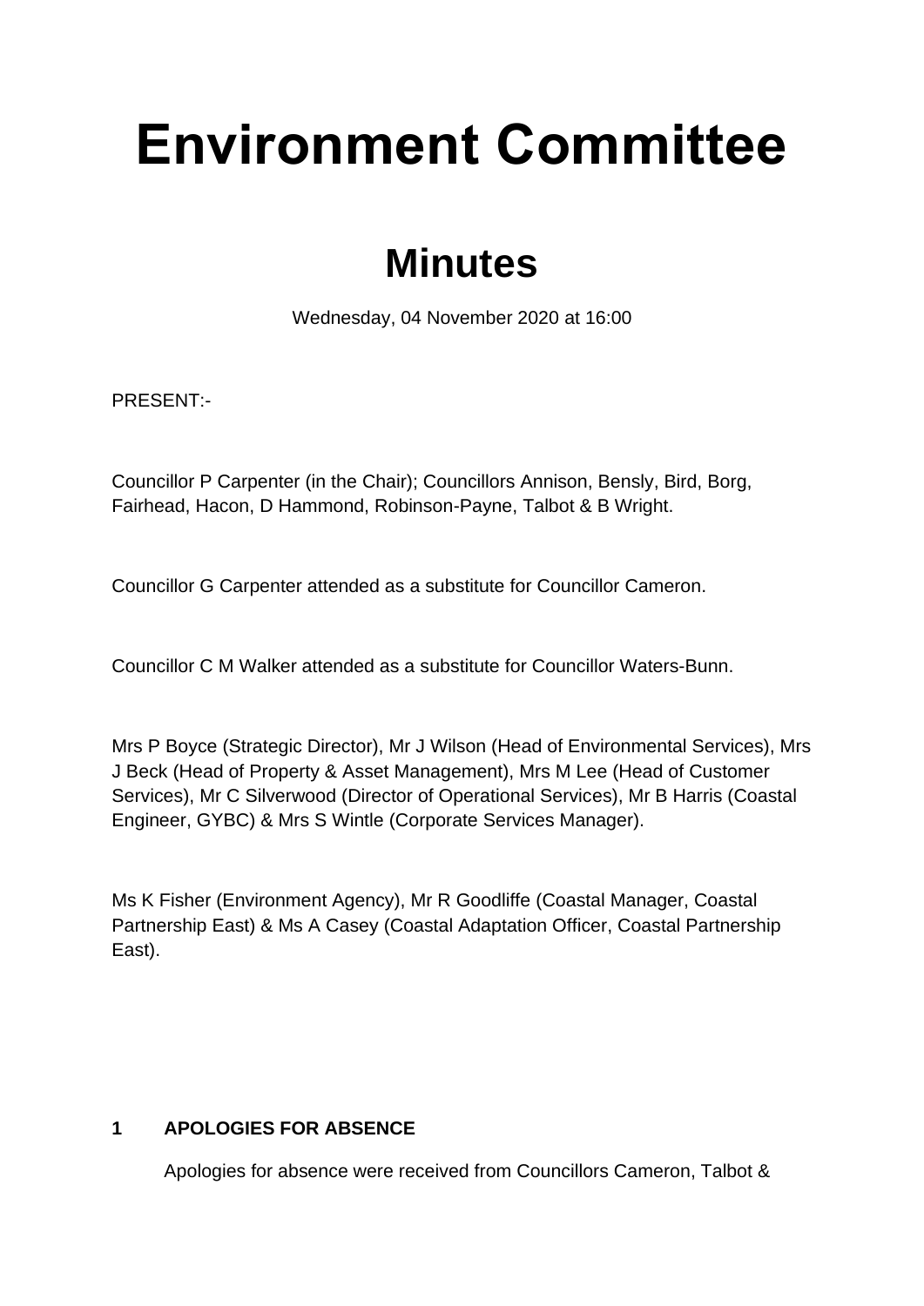# Environment Committee

## Minutes

Wednesday, 04 November 2020 at 16:00

PRESENT:-

Councillor P Carpenter (in the Chair); Councillors Annison, Bensly, Bird, Borg, Fairhead, Hacon, D Hammond, Robinson-Payne, Talbot & B Wright.

Councillor G Carpenter attended as a substitute for Councillor Cameron.

Councillor C M Walker attended as a substitute for Councillor Waters-Bunn.

Mrs P Boyce (Strategic Director), Mr J Wilson (Head of Environmental Services), Mrs J Beck (Head of Property & Asset Management), Mrs M Lee (Head of Customer Services), Mr C Silverwood (Director of Operational Services), Mr B Harris (Coastal Engineer, GYBC) & Mrs S Wintle (Corporate Services Manager).

Ms K Fisher (Environment Agency), Mr R Goodliffe (Coastal Manager, Coastal Partnership East) & Ms A Casey (Coastal Adaptation Officer, Coastal Partnership East).

### 1 APOLOGIES FOR ABSENCE

Apologies for absence were received from Councillors Cameron, Talbot &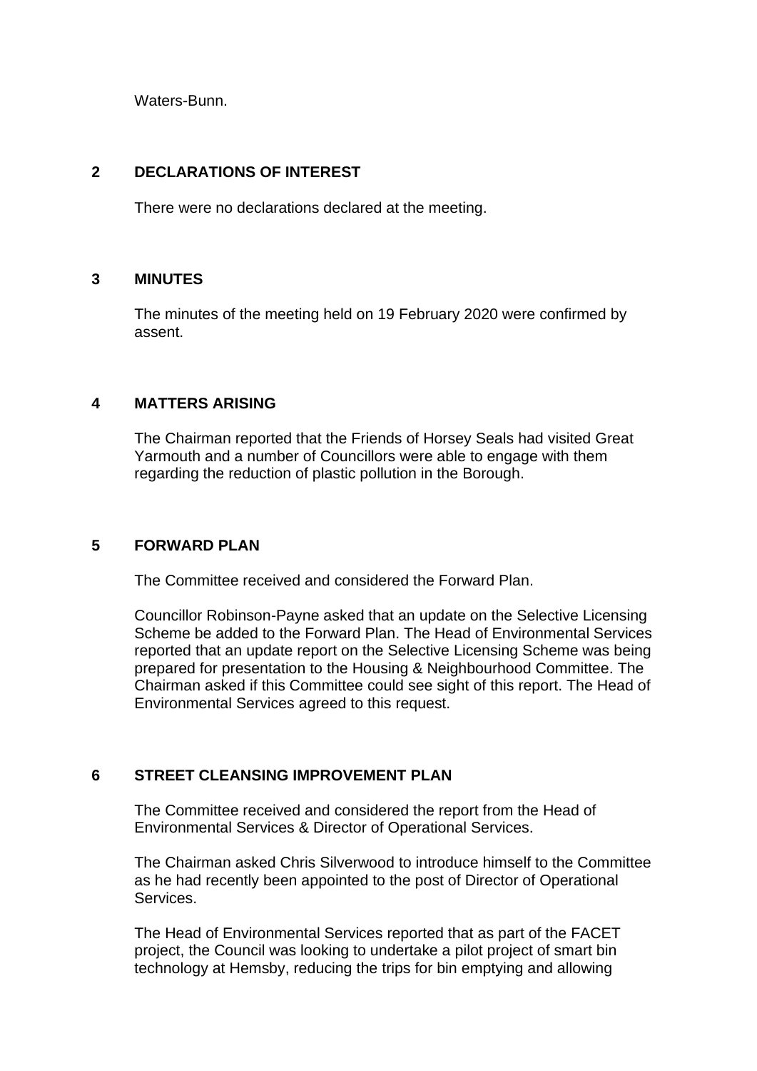Waters-Bunn.

## 2 DECLARATIONS OF INTEREST

There were no declarations declared at the meeting.

## 3 MINUTES

The minutes of the meeting held on 19 February 2020 were confirmed by assent.

## 4 MATTERS ARISING

The Chairman reported that the Friends of Horsey Seals had visited Great Yarmouth and a number of Councillors were able to engage with them regarding the reduction of plastic pollution in the Borough.

## 5 FORWARD PLAN

The Committee received and considered the Forward Plan.

Councillor Robinson-Payne asked that an update on the Selective Licensing Scheme be added to the Forward Plan. The Head of Environmental Services reported that an update report on the Selective Licensing Scheme was being prepared for presentation to the Housing & Neighbourhood Committee. The Chairman asked if this Committee could see sight of this report. The Head of Environmental Services agreed to this request.

## 6 STREET CLEANSING IMPROVEMENT PLAN

The Committee received and considered the report from the Head of Environmental Services & Director of Operational Services.

The Chairman asked Chris Silverwood to introduce himself to the Committee as he had recently been appointed to the post of Director of Operational Services.

The Head of Environmental Services reported that as part of the FACET project, the Council was looking to undertake a pilot project of smart bin technology at Hemsby, reducing the trips for bin emptying and allowing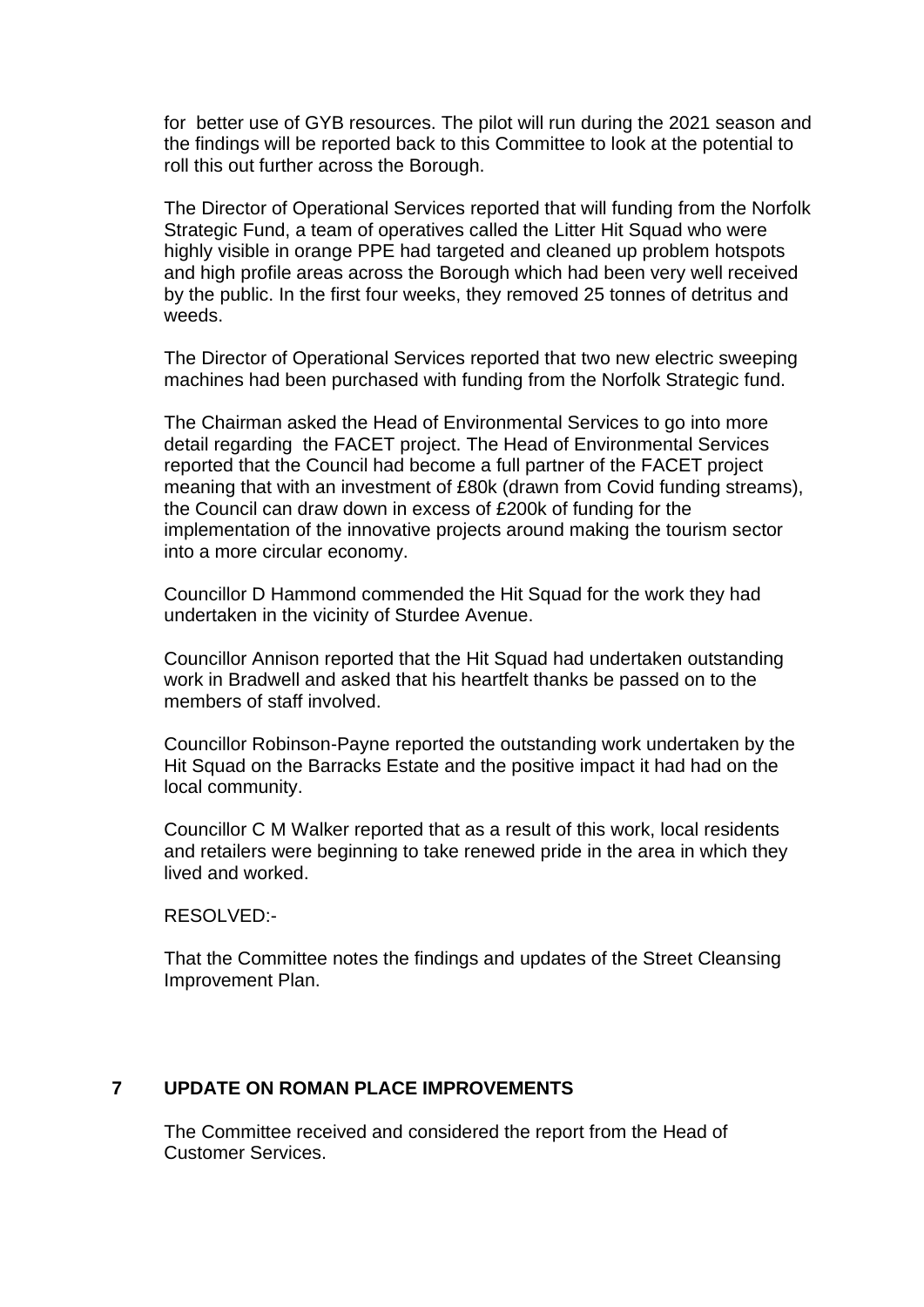for better use of GYB resources. The pilot will run during the 2021 season and the findings will be reported back to this Committee to look at the potential to roll this out further across the Borough.

The Director of Operational Services reported that will funding from the Norfolk Strategic Fund, a team of operatives called the Litter Hit Squad who were highly visible in orange PPE had targeted and cleaned up problem hotspots and high profile areas across the Borough which had been very well received by the public. In the first four weeks, they removed 25 tonnes of detritus and weeds.

The Director of Operational Services reported that two new electric sweeping machines had been purchased with funding from the Norfolk Strategic fund.

The Chairman asked the Head of Environmental Services to go into more detail regarding the FACET project. The Head of Environmental Services reported that the Council had become a full partner of the FACET project meaning that with an investment of £80k (drawn from Covid funding streams), the Council can draw down in excess of £200k of funding for the implementation of the innovative projects around making the tourism sector into a more circular economy.

Councillor D Hammond commended the Hit Squad for the work they had undertaken in the vicinity of Sturdee Avenue.

Councillor Annison reported that the Hit Squad had undertaken outstanding work in Bradwell and asked that his heartfelt thanks be passed on to the members of staff involved.

Councillor Robinson-Payne reported the outstanding work undertaken by the Hit Squad on the Barracks Estate and the positive impact it had had on the local community.

Councillor C M Walker reported that as a result of this work, local residents and retailers were beginning to take renewed pride in the area in which they lived and worked.

RESOLVED:-

That the Committee notes the findings and updates of the Street Cleansing Improvement Plan.

## 7 UPDATE ON ROMAN PLACE IMPROVEMENTS

The Committee received and considered the report from the Head of Customer Services.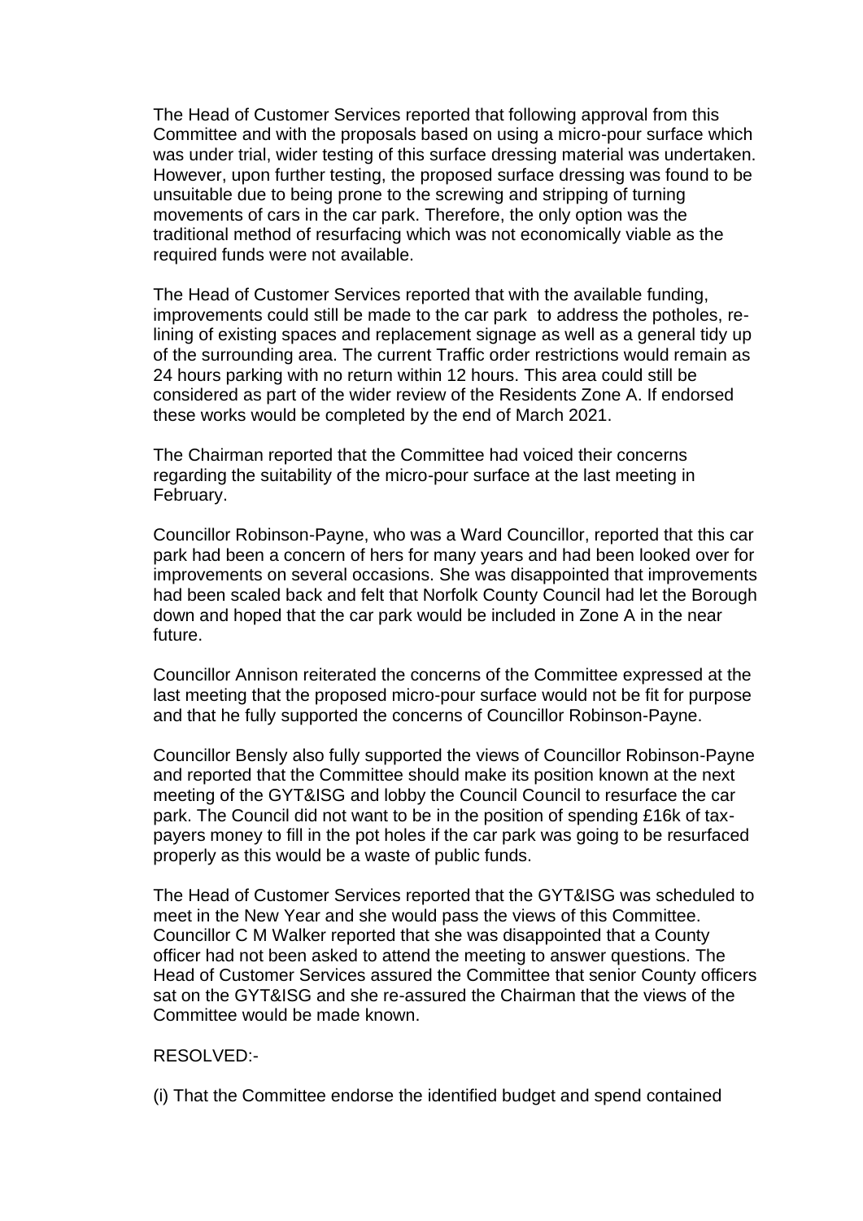The Head of Customer Services reported that following approval from this Committee and with the proposals based on using a micro-pour surface which was under trial, wider testing of this surface dressing material was undertaken. However, upon further testing, the proposed surface dressing was found to be unsuitable due to being prone to the screwing and stripping of turning movements of cars in the car park. Therefore, the only option was the traditional method of resurfacing which was not economically viable as the required funds were not available.

The Head of Customer Services reported that with the available funding, improvements could still be made to the car park to address the potholes, re-lining of existing spaces and replacement signage as well as a general tidy up of the surrounding area. The current Traffic order restrictions would remain as 24 hours parking with no return within 12 hours. This area could still be considered as part of the wider review of the Residents Zone A. If endorsed these works would be completed by the end of March 2021.

The Chairman reported that the Committee had voiced their concerns regarding the suitability of the micro-pour surface at the last meeting in February.

Councillor Robinson-Payne, who was a Ward Councillor, reported that this car park had been a concern of hers for many years and had been looked over for improvements on several occasions. She was disappointed that improvements had been scaled back and felt that Norfolk County Council had let the Borough down and hoped that the car park would be included in Zone A in the near future.

Councillor Annison reiterated the concerns of the Committee expressed at the last meeting that the proposed micro-pour surface would not be fit for purpose and that he fully supported the concerns of Councillor Robinson-Payne.

Councillor Bensly also fully supported the views of Councillor Robinson-Payne and reported that the Committee should make its position known at the next meeting of the GYT&ISG and lobby the Council Council to resurface the car park. The Council did not want to be in the position of spending £16k of tax-payers money to fill in the pot holes if the car park was going to be resurfaced properly as this would be a waste of public funds.

The Head of Customer Services reported that the GYT&ISG was scheduled to meet in the New Year and she would pass the views of this Committee. Councillor C M Walker reported that she was disappointed that a County officer had not been asked to attend the meeting to answer questions. The Head of Customer Services assured the Committee that senior County officers sat on the GYT&ISG and she re-assured the Chairman that the views of the Committee would be made known.

RESOLVED:-

(i) That the Committee endorse the identified budget and spend contained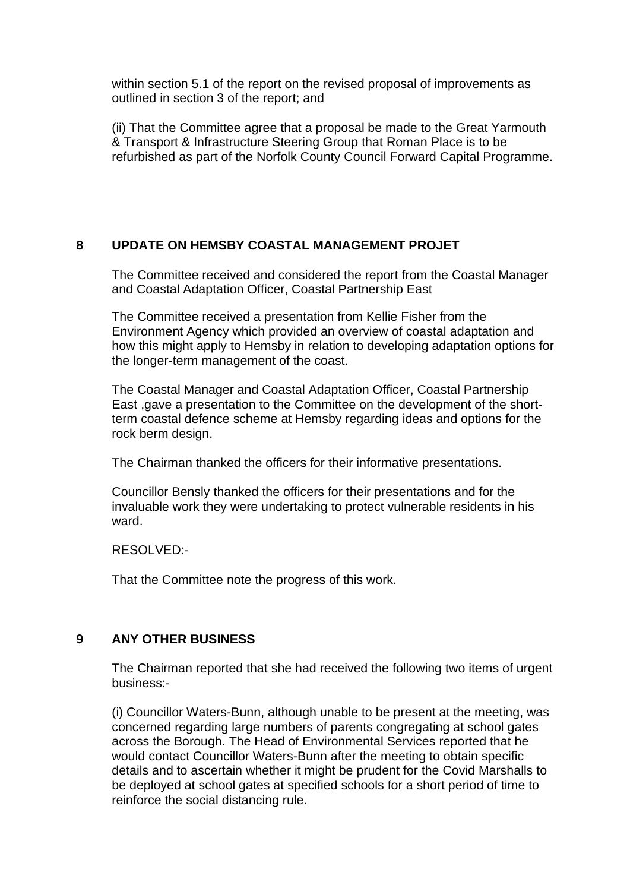within section 5.1 of the report on the revised proposal of improvements as outlined in section 3 of the report; and

(ii) That the Committee agree that a proposal be made to the Great Yarmouth & Transport & Infrastructure Steering Group that Roman Place is to be refurbished as part of the Norfolk County Council Forward Capital Programme.

## 8 UPDATE ON HEMSBY COASTAL MANAGEMENT PROJET

The Committee received and considered the report from the Coastal Manager and Coastal Adaptation Officer, Coastal Partnership East

The Committee received a presentation from Kellie Fisher from the Environment Agency which provided an overview of coastal adaptation and how this might apply to Hemsby in relation to developing adaptation options for the longer-term management of the coast.

The Coastal Manager and Coastal Adaptation Officer, Coastal Partnership East ,gave a presentation to the Committee on the development of the short-term coastal defence scheme at Hemsby regarding ideas and options for the rock berm design.

The Chairman thanked the officers for their informative presentations.

Councillor Bensly thanked the officers for their presentations and for the invaluable work they were undertaking to protect vulnerable residents in his ward.

RESOLVED:-

That the Committee note the progress of this work.

## 9 ANY OTHER BUSINESS

The Chairman reported that she had received the following two items of urgent business:-

(i) Councillor Waters-Bunn, although unable to be present at the meeting, was concerned regarding large numbers of parents congregating at school gates across the Borough. The Head of Environmental Services reported that he would contact Councillor Waters-Bunn after the meeting to obtain specific details and to ascertain whether it might be prudent for the Covid Marshalls to be deployed at school gates at specified schools for a short period of time to reinforce the social distancing rule.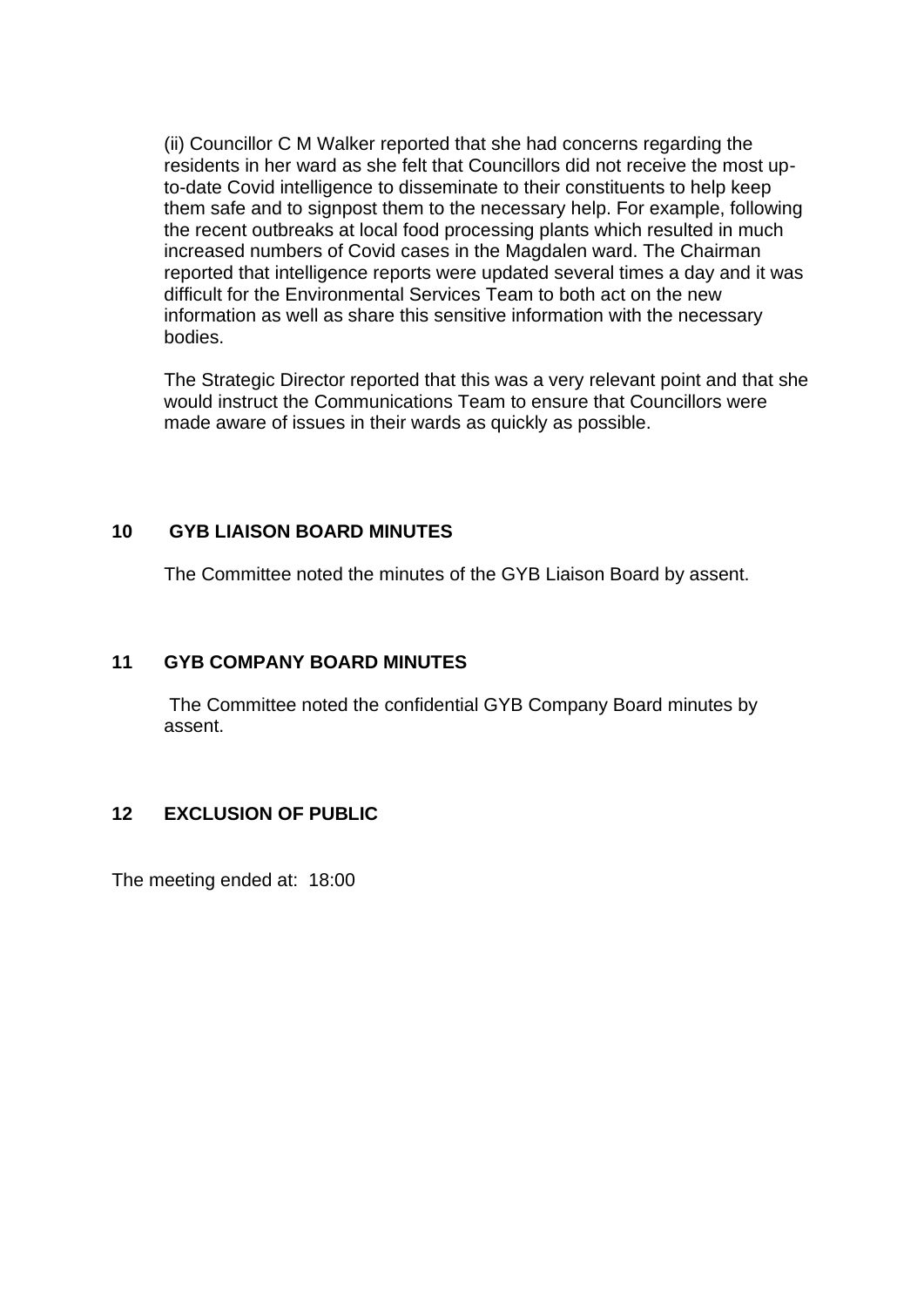(ii) Councillor C M Walker reported that she had concerns regarding the residents in her ward as she felt that Councillors did not receive the most up-to-date Covid intelligence to disseminate to their constituents to help keep them safe and to signpost them to the necessary help. For example, following the recent outbreaks at local food processing plants which resulted in much increased numbers of Covid cases in the Magdalen ward. The Chairman reported that intelligence reports were updated several times a day and it was difficult for the Environmental Services Team to both act on the new information as well as share this sensitive information with the necessary bodies.

The Strategic Director reported that this was a very relevant point and that she would instruct the Communications Team to ensure that Councillors were made aware of issues in their wards as quickly as possible.

## 10 GYB LIAISON BOARD MINUTES

The Committee noted the minutes of the GYB Liaison Board by assent.

## 11 GYB COMPANY BOARD MINUTES

The Committee noted the confidential GYB Company Board minutes by assent.

## 12 EXCLUSION OF PUBLIC

The meeting ended at: 18:00